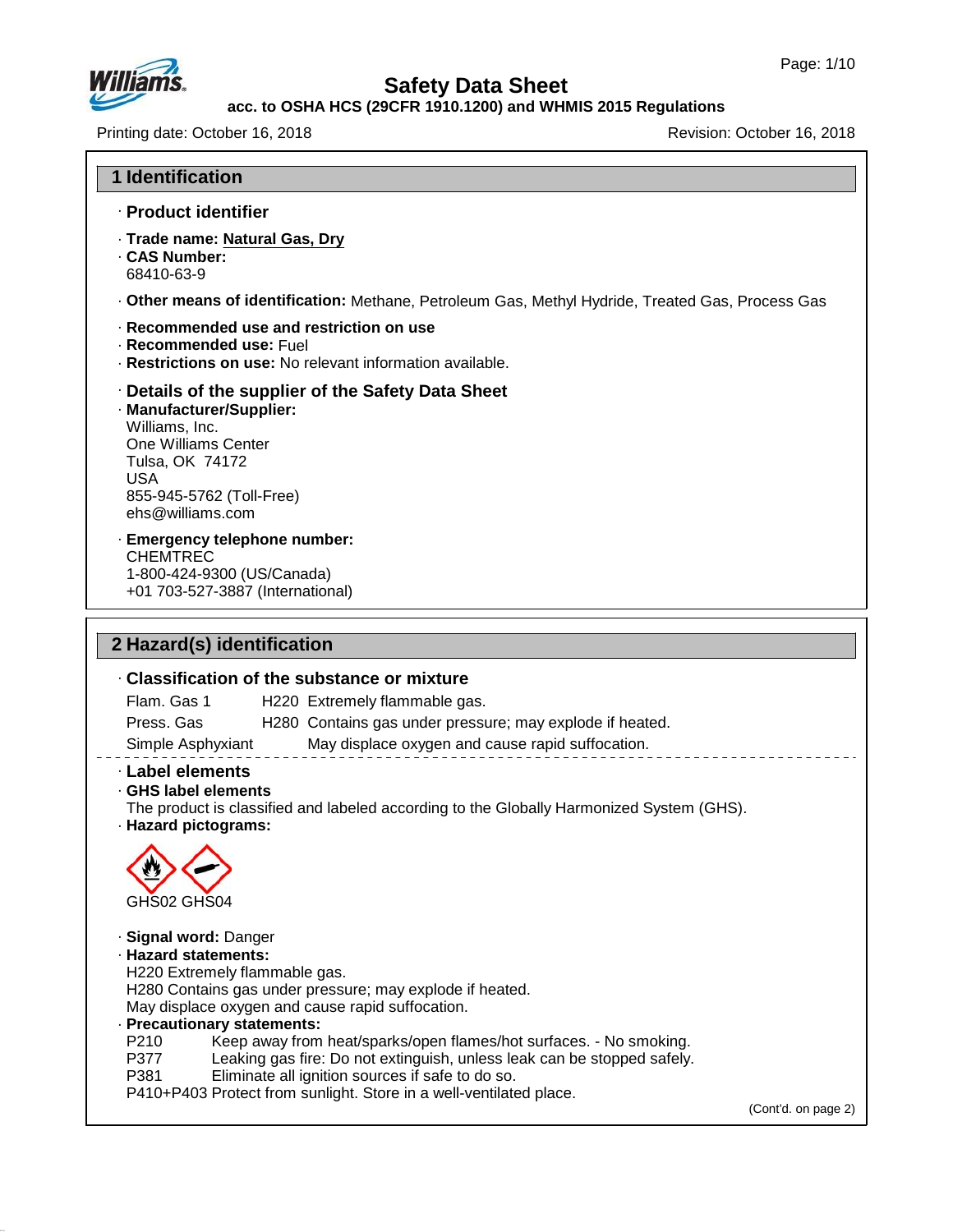# Safety Data Sheet

**acc. to OSHA HCS (29CFR 1910.1200) and WHMIS 2015 Regulations**

Printing date: October 16, 2018 — Revision: October 16, 2018

## 1 Identification

### · Product identifier

- **Trade name:** **Natural Gas, Dry**
- **CAS Number:**
  68410-63-9
- **Other means of identification:** Methane, Petroleum Gas, Methyl Hydride, Treated Gas, Process Gas
- **Recommended use and restriction on use**
- **Recommended use:** Fuel
- **Restrictions on use:** No relevant information available.

### · Details of the supplier of the Safety Data Sheet

- **Manufacturer/Supplier:**
  Williams, Inc.
  One Williams Center
  Tulsa, OK 74172
  USA
  855-945-5762 (Toll-Free)
  ehs@williams.com
- **Emergency telephone number:**
  CHEMTREC
  1-800-424-9300 (US/Canada)
  +01 703-527-3887 (International)

## 2 Hazard(s) identification

### · Classification of the substance or mixture

| | | |
|---|---|---|
| Flam. Gas 1 | H220 | Extremely flammable gas. |
| Press. Gas | H280 | Contains gas under pressure; may explode if heated. |
| Simple Asphyxiant | | May displace oxygen and cause rapid suffocation. |

### · Label elements

- **GHS label elements**
  The product is classified and labeled according to the Globally Harmonized System (GHS).
- **Hazard pictograms:**

GHS02 GHS04

- **Signal word:** Danger
- **Hazard statements:**
  H220 Extremely flammable gas.
  H280 Contains gas under pressure; may explode if heated.
  May displace oxygen and cause rapid suffocation.
- **Precautionary statements:**

| | |
|---|---|
| P210 | Keep away from heat/sparks/open flames/hot surfaces. - No smoking. |
| P377 | Leaking gas fire: Do not extinguish, unless leak can be stopped safely. |
| P381 | Eliminate all ignition sources if safe to do so. |
| P410+P403 | Protect from sunlight. Store in a well-ventilated place. |

(Cont'd. on page 2)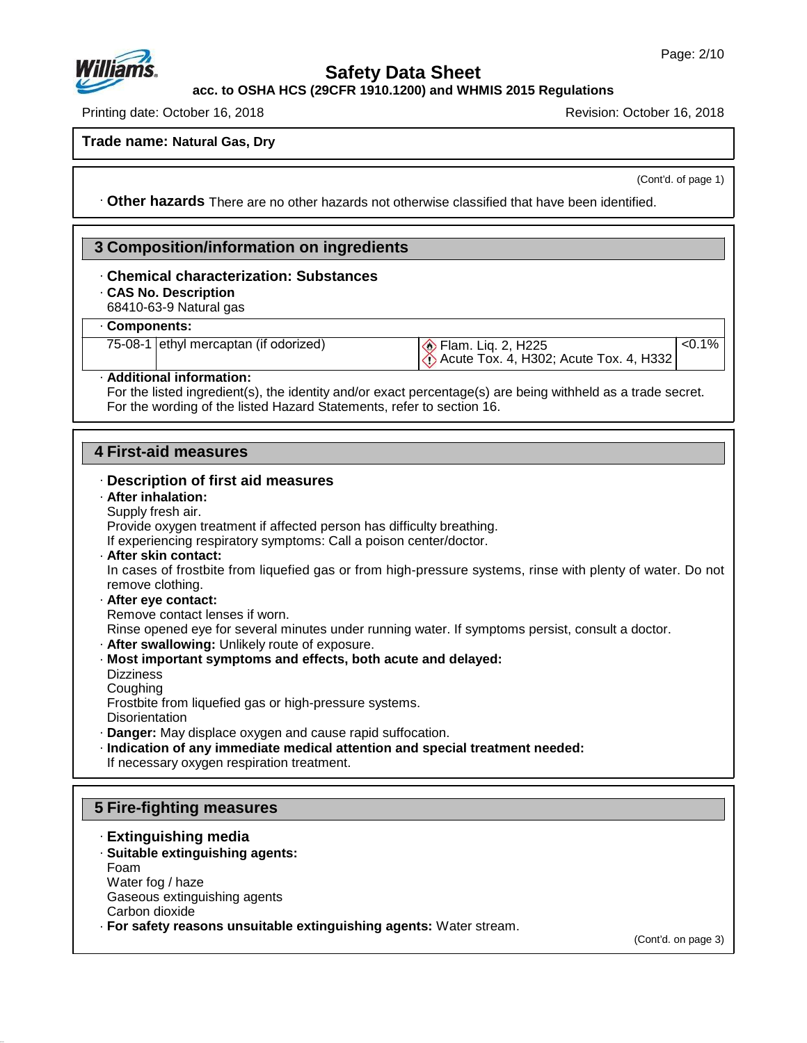**Trade name: Natural Gas, Dry**

(Cont'd. of page 1)

· **Other hazards** There are no other hazards not otherwise classified that have been identified.

## 3 Composition/information on ingredients

· **Chemical characterization: Substances**

· **CAS No. Description**

68410-63-9 Natural gas

· **Components:**

| | | | |
|---|---|---|---|
| 75-08-1 | ethyl mercaptan (if odorized) | Flam. Liq. 2, H225<br>Acute Tox. 4, H302; Acute Tox. 4, H332 | <0.1% |

· **Additional information:**

For the listed ingredient(s), the identity and/or exact percentage(s) are being withheld as a trade secret.
For the wording of the listed Hazard Statements, refer to section 16.

## 4 First-aid measures

· **Description of first aid measures**

· **After inhalation:**

Supply fresh air.
Provide oxygen treatment if affected person has difficulty breathing.
If experiencing respiratory symptoms: Call a poison center/doctor.

· **After skin contact:**

In cases of frostbite from liquefied gas or from high-pressure systems, rinse with plenty of water. Do not remove clothing.

· **After eye contact:**

Remove contact lenses if worn.
Rinse opened eye for several minutes under running water. If symptoms persist, consult a doctor.

· **After swallowing:** Unlikely route of exposure.

· **Most important symptoms and effects, both acute and delayed:**

Dizziness
Coughing
Frostbite from liquefied gas or high-pressure systems.
Disorientation

· **Danger:** May displace oxygen and cause rapid suffocation.

· **Indication of any immediate medical attention and special treatment needed:**

If necessary oxygen respiration treatment.

## 5 Fire-fighting measures

· **Extinguishing media**

· **Suitable extinguishing agents:**

Foam
Water fog / haze
Gaseous extinguishing agents
Carbon dioxide

· **For safety reasons unsuitable extinguishing agents:** Water stream.

(Cont'd. on page 3)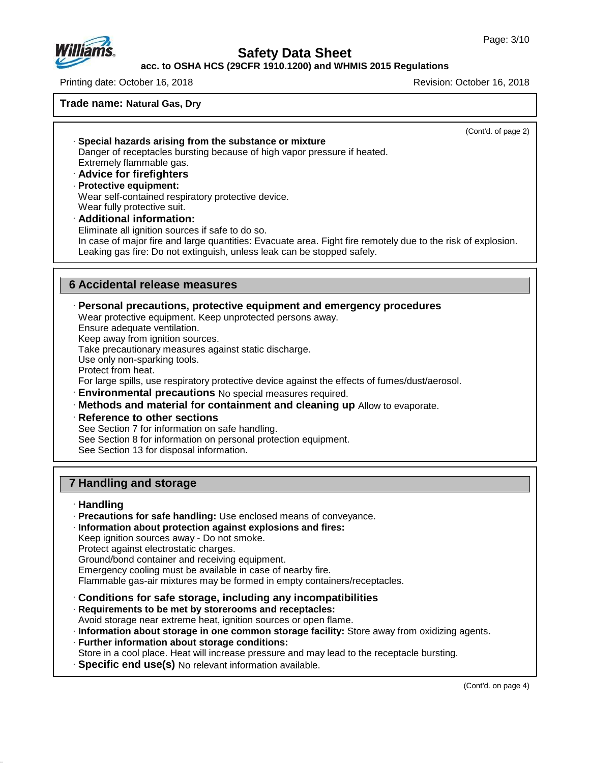**Trade name: Natural Gas, Dry**

(Cont'd. of page 2)

· **Special hazards arising from the substance or mixture**
Danger of receptacles bursting because of high vapor pressure if heated.
Extremely flammable gas.

· **Advice for firefighters**

· **Protective equipment:**
Wear self-contained respiratory protective device.
Wear fully protective suit.

· **Additional information:**
Eliminate all ignition sources if safe to do so.
In case of major fire and large quantities: Evacuate area. Fight fire remotely due to the risk of explosion.
Leaking gas fire: Do not extinguish, unless leak can be stopped safely.

## 6 Accidental release measures

· **Personal precautions, protective equipment and emergency procedures**
Wear protective equipment. Keep unprotected persons away.
Ensure adequate ventilation.
Keep away from ignition sources.
Take precautionary measures against static discharge.
Use only non-sparking tools.
Protect from heat.
For large spills, use respiratory protective device against the effects of fumes/dust/aerosol.

· **Environmental precautions** No special measures required.

· **Methods and material for containment and cleaning up** Allow to evaporate.

· **Reference to other sections**
See Section 7 for information on safe handling.
See Section 8 for information on personal protection equipment.
See Section 13 for disposal information.

## 7 Handling and storage

· **Handling**

· **Precautions for safe handling:** Use enclosed means of conveyance.

· **Information about protection against explosions and fires:**
Keep ignition sources away - Do not smoke.
Protect against electrostatic charges.
Ground/bond container and receiving equipment.
Emergency cooling must be available in case of nearby fire.
Flammable gas-air mixtures may be formed in empty containers/receptacles.

· **Conditions for safe storage, including any incompatibilities**

· **Requirements to be met by storerooms and receptacles:**
Avoid storage near extreme heat, ignition sources or open flame.

· **Information about storage in one common storage facility:** Store away from oxidizing agents.

· **Further information about storage conditions:**
Store in a cool place. Heat will increase pressure and may lead to the receptacle bursting.

· **Specific end use(s)** No relevant information available.

(Cont'd. on page 4)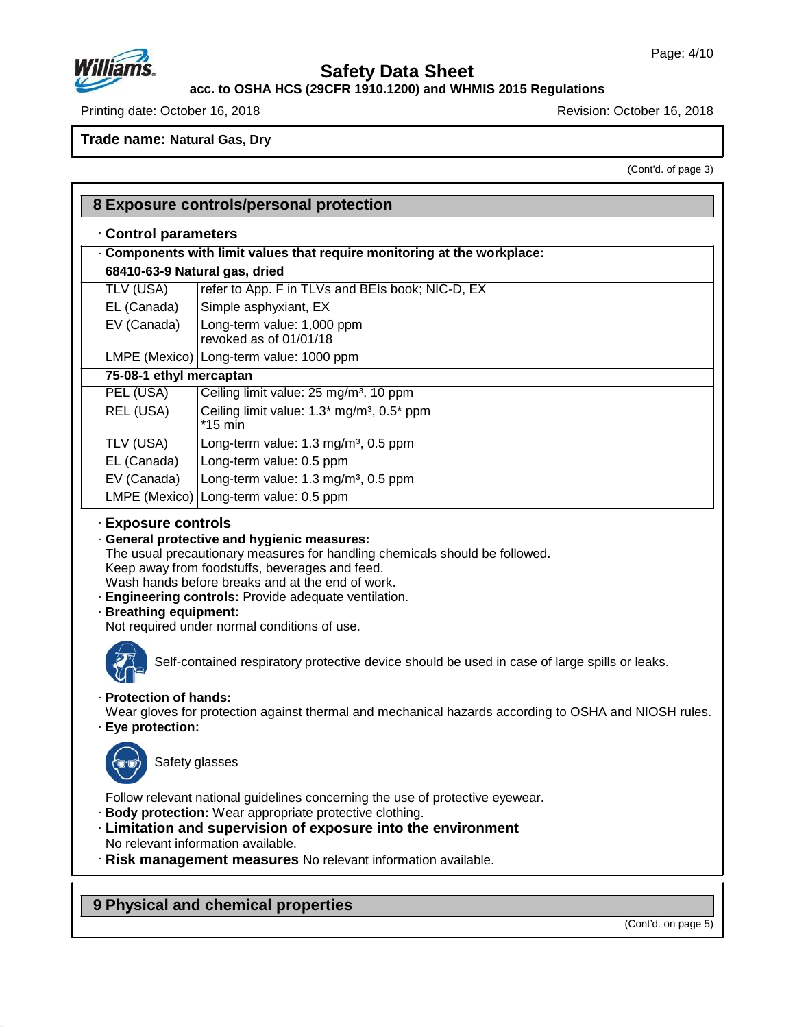(Cont'd. of page 3)

## 8 Exposure controls/personal protection

· **Control parameters**

· **Components with limit values that require monitoring at the workplace:**

| **68410-63-9 Natural gas, dried** | |
|---|---|
| TLV (USA) | refer to App. F in TLVs and BEIs book; NIC-D, EX |
| EL (Canada) | Simple asphyxiant, EX |
| EV (Canada) | Long-term value: 1,000 ppm<br>revoked as of 01/01/18 |
| LMPE (Mexico) | Long-term value: 1000 ppm |
| **75-08-1 ethyl mercaptan** | |
| PEL (USA) | Ceiling limit value: 25 mg/m³, 10 ppm |
| REL (USA) | Ceiling limit value: 1.3* mg/m³, 0.5* ppm<br>*15 min |
| TLV (USA) | Long-term value: 1.3 mg/m³, 0.5 ppm |
| EL (Canada) | Long-term value: 0.5 ppm |
| EV (Canada) | Long-term value: 1.3 mg/m³, 0.5 ppm |
| LMPE (Mexico) | Long-term value: 0.5 ppm |

· **Exposure controls**

· **General protective and hygienic measures:**
The usual precautionary measures for handling chemicals should be followed.
Keep away from foodstuffs, beverages and feed.
Wash hands before breaks and at the end of work.

· **Engineering controls:** Provide adequate ventilation.

· **Breathing equipment:**
Not required under normal conditions of use.

Self-contained respiratory protective device should be used in case of large spills or leaks.

· **Protection of hands:**
Wear gloves for protection against thermal and mechanical hazards according to OSHA and NIOSH rules.

· **Eye protection:**

Safety glasses

Follow relevant national guidelines concerning the use of protective eyewear.

· **Body protection:** Wear appropriate protective clothing.

· **Limitation and supervision of exposure into the environment**
No relevant information available.

· **Risk management measures** No relevant information available.

## 9 Physical and chemical properties

(Cont'd. on page 5)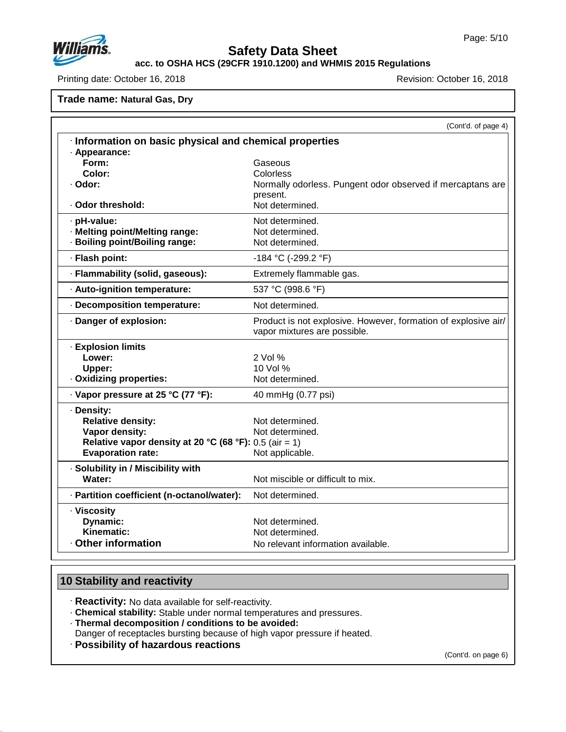**Safety Data Sheet**

**acc. to OSHA HCS (29CFR 1910.1200) and WHMIS 2015 Regulations**

Printing date: October 16, 2018 Revision: October 16, 2018

**Trade name: Natural Gas, Dry**

(Cont'd. of page 4)

### · Information on basic physical and chemical properties

| Property | Value |
|---|---|
| · **Appearance:** | |
| **Form:** | Gaseous |
| **Color:** | Colorless |
| · **Odor:** | Normally odorless. Pungent odor observed if mercaptans are present. |
| · **Odor threshold:** | Not determined. |
| · **pH-value:** | Not determined. |
| · **Melting point/Melting range:** | Not determined. |
| · **Boiling point/Boiling range:** | Not determined. |
| · **Flash point:** | -184 °C (-299.2 °F) |
| · **Flammability (solid, gaseous):** | Extremely flammable gas. |
| · **Auto-ignition temperature:** | 537 °C (998.6 °F) |
| · **Decomposition temperature:** | Not determined. |
| · **Danger of explosion:** | Product is not explosive. However, formation of explosive air/ vapor mixtures are possible. |
| · **Explosion limits** | |
| **Lower:** | 2 Vol % |
| **Upper:** | 10 Vol % |
| · **Oxidizing properties:** | Not determined. |
| · **Vapor pressure at 25 °C (77 °F):** | 40 mmHg (0.77 psi) |
| · **Density:** | |
| **Relative density:** | Not determined. |
| **Vapor density:** | Not determined. |
| **Relative vapor density at 20 °C (68 °F):** | 0.5 (air = 1) |
| **Evaporation rate:** | Not applicable. |
| · **Solubility in / Miscibility with** | |
| **Water:** | Not miscible or difficult to mix. |
| · **Partition coefficient (n-octanol/water):** | Not determined. |
| · **Viscosity** | |
| **Dynamic:** | Not determined. |
| **Kinematic:** | Not determined. |
| · **Other information** | No relevant information available. |

## 10 Stability and reactivity

· **Reactivity:** No data available for self-reactivity.
· **Chemical stability:** Stable under normal temperatures and pressures.
· **Thermal decomposition / conditions to be avoided:**
Danger of receptacles bursting because of high vapor pressure if heated.
· **Possibility of hazardous reactions**

(Cont'd. on page 6)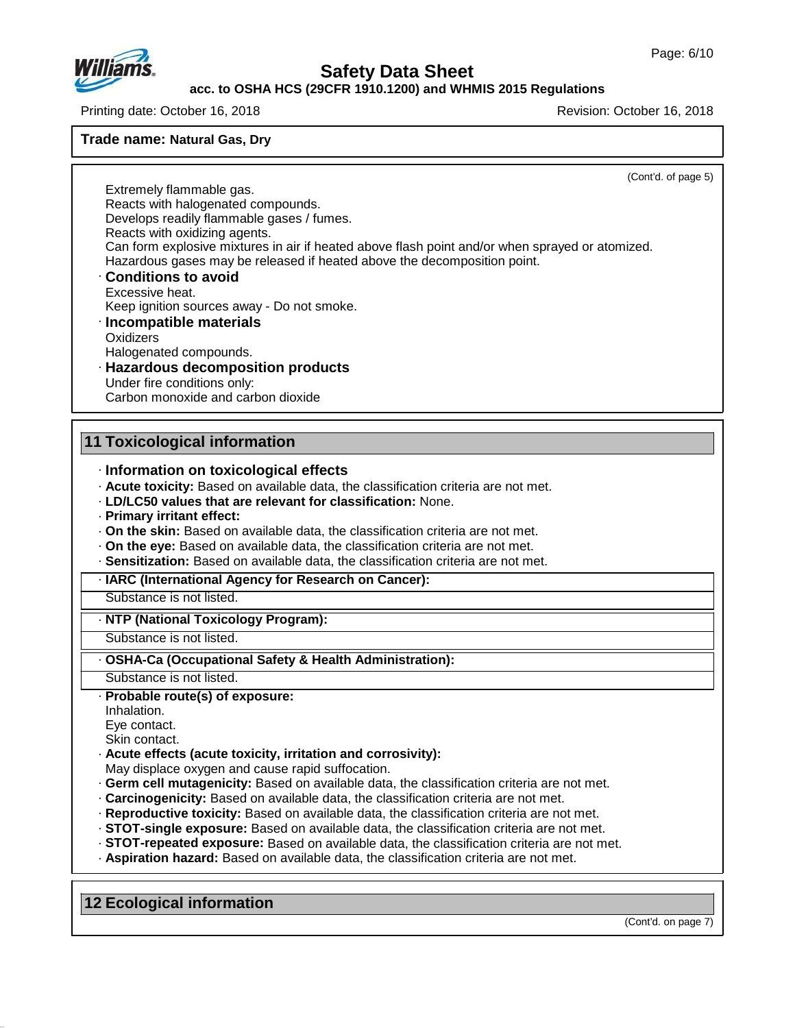**Trade name: Natural Gas, Dry**

(Cont'd. of page 5)

Extremely flammable gas.
Reacts with halogenated compounds.
Develops readily flammable gases / fumes.
Reacts with oxidizing agents.
Can form explosive mixtures in air if heated above flash point and/or when sprayed or atomized.
Hazardous gases may be released if heated above the decomposition point.

· **Conditions to avoid**
Excessive heat.
Keep ignition sources away - Do not smoke.

· **Incompatible materials**
Oxidizers
Halogenated compounds.

· **Hazardous decomposition products**
Under fire conditions only:
Carbon monoxide and carbon dioxide

## 11 Toxicological information

· **Information on toxicological effects**
· **Acute toxicity:** Based on available data, the classification criteria are not met.
· **LD/LC50 values that are relevant for classification:** None.
· **Primary irritant effect:**
· **On the skin:** Based on available data, the classification criteria are not met.
· **On the eye:** Based on available data, the classification criteria are not met.
· **Sensitization:** Based on available data, the classification criteria are not met.

· **IARC (International Agency for Research on Cancer):**
Substance is not listed.

· **NTP (National Toxicology Program):**
Substance is not listed.

· **OSHA-Ca (Occupational Safety & Health Administration):**
Substance is not listed.

· **Probable route(s) of exposure:**
Inhalation.
Eye contact.
Skin contact.
· **Acute effects (acute toxicity, irritation and corrosivity):**
May displace oxygen and cause rapid suffocation.
· **Germ cell mutagenicity:** Based on available data, the classification criteria are not met.
· **Carcinogenicity:** Based on available data, the classification criteria are not met.
· **Reproductive toxicity:** Based on available data, the classification criteria are not met.
· **STOT-single exposure:** Based on available data, the classification criteria are not met.
· **STOT-repeated exposure:** Based on available data, the classification criteria are not met.
· **Aspiration hazard:** Based on available data, the classification criteria are not met.

## 12 Ecological information

(Cont'd. on page 7)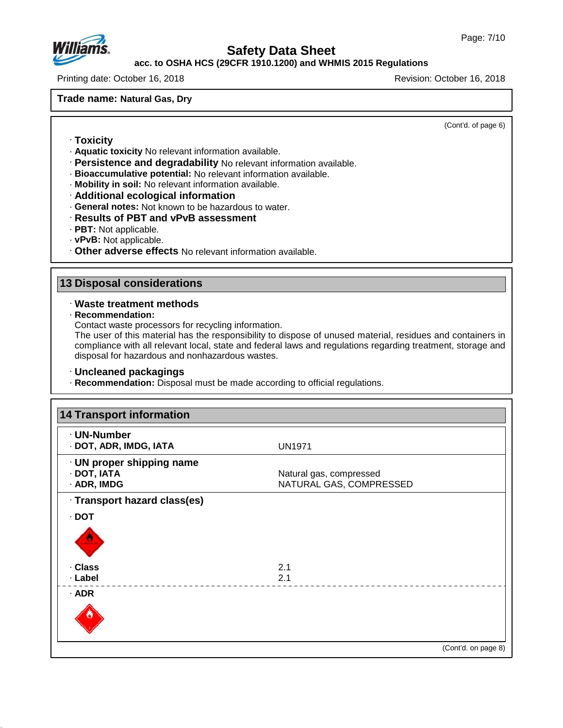**Trade name: Natural Gas, Dry**

(Cont'd. of page 6)

- **Toxicity**
- **Aquatic toxicity** No relevant information available.
- **Persistence and degradability** No relevant information available.
- **Bioaccumulative potential:** No relevant information available.
- **Mobility in soil:** No relevant information available.
- **Additional ecological information**
- **General notes:** Not known to be hazardous to water.
- **Results of PBT and vPvB assessment**
- **PBT:** Not applicable.
- **vPvB:** Not applicable.
- **Other adverse effects** No relevant information available.

## 13 Disposal considerations

- **Waste treatment methods**
- **Recommendation:**

  Contact waste processors for recycling information.

  The user of this material has the responsibility to dispose of unused material, residues and containers in compliance with all relevant local, state and federal laws and regulations regarding treatment, storage and disposal for hazardous and nonhazardous wastes.

- **Uncleaned packagings**
- **Recommendation:** Disposal must be made according to official regulations.

## 14 Transport information

| | |
|---|---|
| **UN-Number** | |
| **DOT, ADR, IMDG, IATA** | UN1971 |
| **UN proper shipping name** | |
| **DOT, IATA** | Natural gas, compressed |
| **ADR, IMDG** | NATURAL GAS, COMPRESSED |
| **Transport hazard class(es)** | |
| **DOT** | |
| **Class** | 2.1 |
| **Label** | 2.1 |
| **ADR** | |

(Cont'd. on page 8)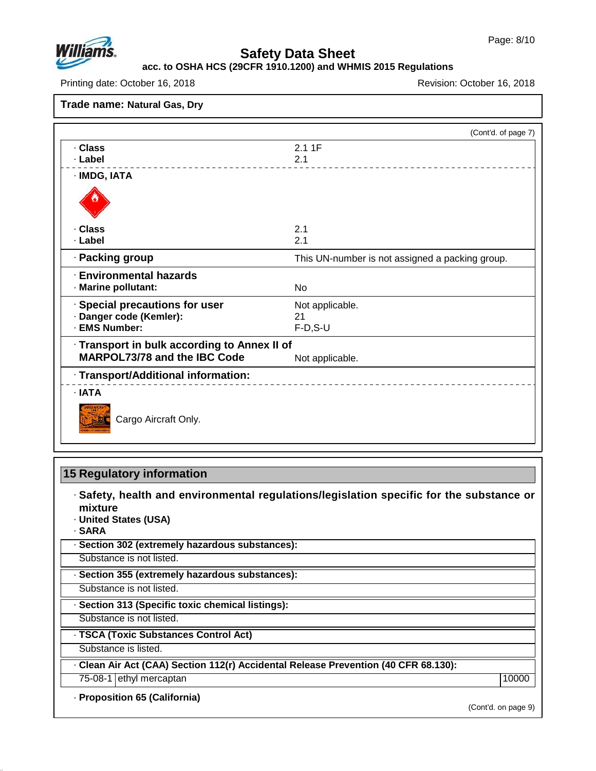**Trade name: Natural Gas, Dry**

(Cont'd. of page 7)

| | |
|---|---|
| · **Class** | 2.1 1F |
| · **Label** | 2.1 |
| · **IMDG, IATA** | |
| · **Class** | 2.1 |
| · **Label** | 2.1 |
| · **Packing group** | This UN-number is not assigned a packing group. |
| · **Environmental hazards** | |
| · **Marine pollutant:** | No |
| · **Special precautions for user** | Not applicable. |
| · **Danger code (Kemler):** | 21 |
| · **EMS Number:** | F-D,S-U |
| · **Transport in bulk according to Annex II of MARPOL73/78 and the IBC Code** | Not applicable. |
| · **Transport/Additional information:** | |
| · **IATA** | |

Cargo Aircraft Only.

## 15 Regulatory information

· **Safety, health and environmental regulations/legislation specific for the substance or mixture**

· **United States (USA)**

· **SARA**

· **Section 302 (extremely hazardous substances):**

Substance is not listed.

· **Section 355 (extremely hazardous substances):**

Substance is not listed.

· **Section 313 (Specific toxic chemical listings):**

Substance is not listed.

· **TSCA (Toxic Substances Control Act)**

Substance is listed.

· **Clean Air Act (CAA) Section 112(r) Accidental Release Prevention (40 CFR 68.130):**

| | | |
|---|---|---|
| 75-08-1 | ethyl mercaptan | 10000 |

· **Proposition 65 (California)**

(Cont'd. on page 9)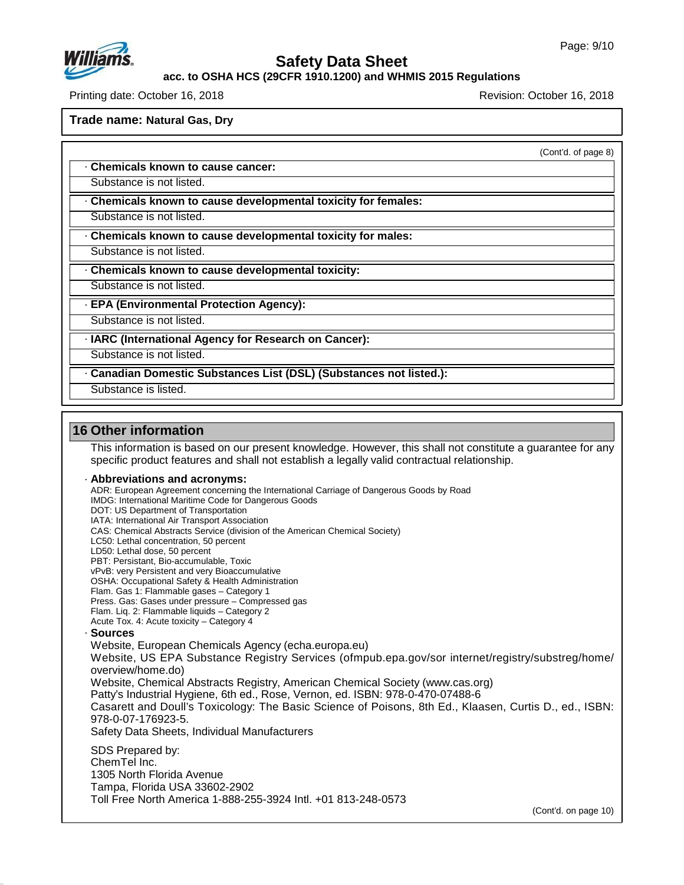**Trade name: Natural Gas, Dry**

(Cont'd. of page 8)

· **Chemicals known to cause cancer:**

Substance is not listed.

· **Chemicals known to cause developmental toxicity for females:**

Substance is not listed.

· **Chemicals known to cause developmental toxicity for males:**

Substance is not listed.

· **Chemicals known to cause developmental toxicity:**

Substance is not listed.

· **EPA (Environmental Protection Agency):**

Substance is not listed.

· **IARC (International Agency for Research on Cancer):**

Substance is not listed.

· **Canadian Domestic Substances List (DSL) (Substances not listed.):**

Substance is listed.

## 16 Other information

This information is based on our present knowledge. However, this shall not constitute a guarantee for any specific product features and shall not establish a legally valid contractual relationship.

· **Abbreviations and acronyms:**

ADR: European Agreement concerning the International Carriage of Dangerous Goods by Road
IMDG: International Maritime Code for Dangerous Goods
DOT: US Department of Transportation
IATA: International Air Transport Association
CAS: Chemical Abstracts Service (division of the American Chemical Society)
LC50: Lethal concentration, 50 percent
LD50: Lethal dose, 50 percent
PBT: Persistant, Bio-accumulable, Toxic
vPvB: very Persistent and very Bioaccumulative
OSHA: Occupational Safety & Health Administration
Flam. Gas 1: Flammable gases – Category 1
Press. Gas: Gases under pressure – Compressed gas
Flam. Liq. 2: Flammable liquids – Category 2
Acute Tox. 4: Acute toxicity – Category 4

· **Sources**

Website, European Chemicals Agency (echa.europa.eu)
Website, US EPA Substance Registry Services (ofmpub.epa.gov/sor internet/registry/substreg/home/overview/home.do)
Website, Chemical Abstracts Registry, American Chemical Society (www.cas.org)
Patty's Industrial Hygiene, 6th ed., Rose, Vernon, ed. ISBN: 978-0-470-07488-6
Casarett and Doull's Toxicology: The Basic Science of Poisons, 8th Ed., Klaasen, Curtis D., ed., ISBN: 978-0-07-176923-5.
Safety Data Sheets, Individual Manufacturers

SDS Prepared by:
ChemTel Inc.
1305 North Florida Avenue
Tampa, Florida USA 33602-2902
Toll Free North America 1-888-255-3924 Intl. +01 813-248-0573

(Cont'd. on page 10)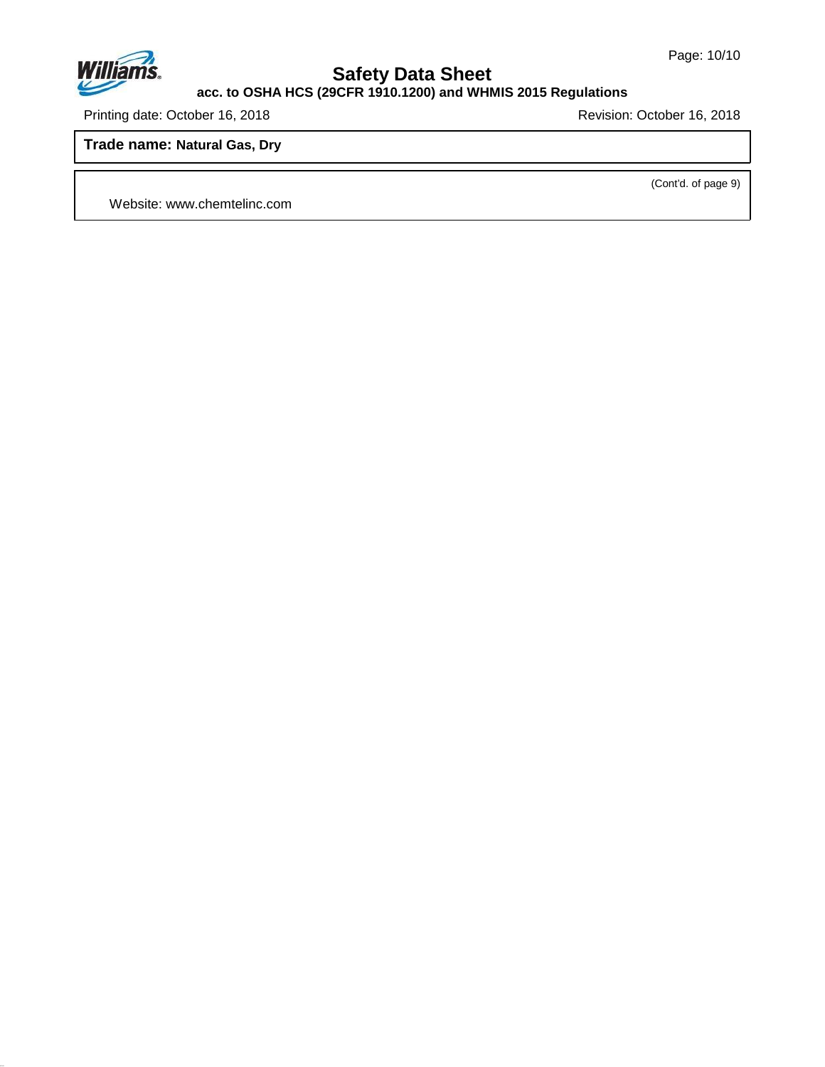(Cont'd. of page 9)

Website: www.chemtelinc.com